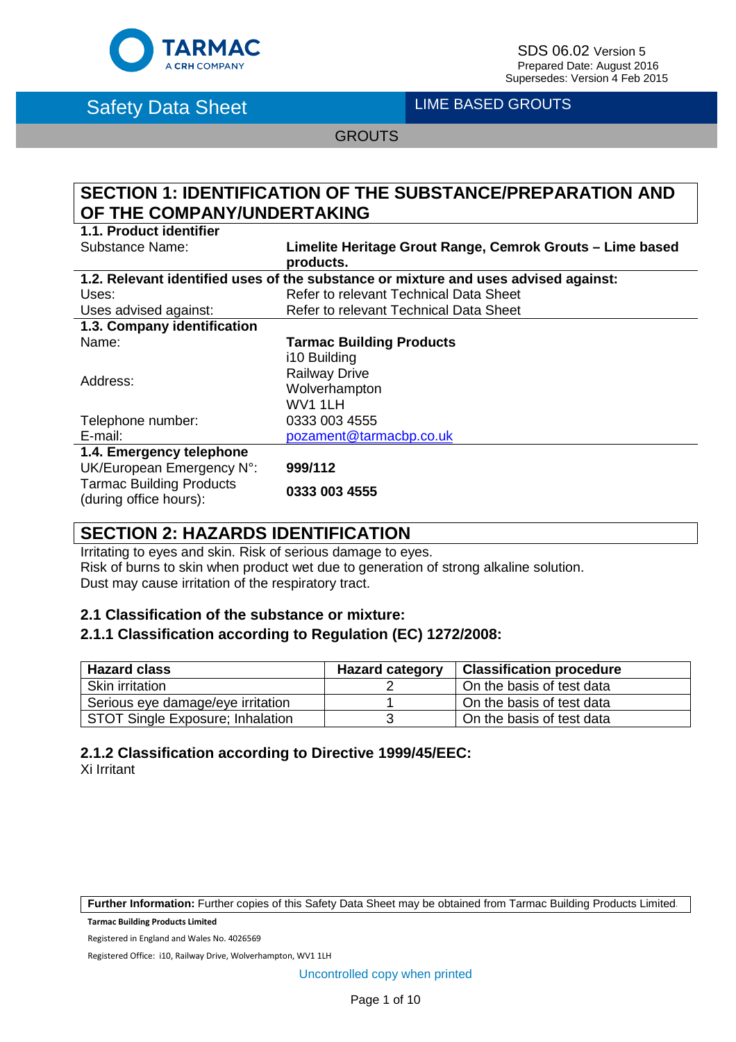SDS 06.02 Version 5
Prepared Date: August 2016
Supersedes: Version 4 Feb 2015

# Safety Data Sheet

LIME BASED GROUTS

GROUTS

## SECTION 1: IDENTIFICATION OF THE SUBSTANCE/PREPARATION AND OF THE COMPANY/UNDERTAKING

**1.1. Product identifier**

| | |
|---|---|
| Substance Name: | **Limelite Heritage Grout Range, Cemrok Grouts – Lime based products.** |

**1.2. Relevant identified uses of the substance or mixture and uses advised against:**

| | |
|---|---|
| Uses: | Refer to relevant Technical Data Sheet |
| Uses advised against: | Refer to relevant Technical Data Sheet |

**1.3. Company identification**

| | |
|---|---|
| Name: | **Tarmac Building Products** |
| Address: | i10 Building<br>Railway Drive<br>Wolverhampton<br>WV1 1LH |
| Telephone number: | 0333 003 4555 |
| E-mail: | pozament@tarmacbp.co.uk |

**1.4. Emergency telephone**

| | |
|---|---|
| UK/European Emergency N°: | **999/112** |
| Tarmac Building Products (during office hours): | **0333 003 4555** |

## SECTION 2: HAZARDS IDENTIFICATION

Irritating to eyes and skin. Risk of serious damage to eyes.
Risk of burns to skin when product wet due to generation of strong alkaline solution.
Dust may cause irritation of the respiratory tract.

### 2.1 Classification of the substance or mixture:

### 2.1.1 Classification according to Regulation (EC) 1272/2008:

| Hazard class | Hazard category | Classification procedure |
|---|---|---|
| Skin irritation | 2 | On the basis of test data |
| Serious eye damage/eye irritation | 1 | On the basis of test data |
| STOT Single Exposure; Inhalation | 3 | On the basis of test data |

### 2.1.2 Classification according to Directive 1999/45/EEC:

Xi Irritant

**Further Information:** Further copies of this Safety Data Sheet may be obtained from Tarmac Building Products Limited.

**Tarmac Building Products Limited**

Registered in England and Wales No. 4026569

Registered Office: i10, Railway Drive, Wolverhampton, WV1 1LH

Uncontrolled copy when printed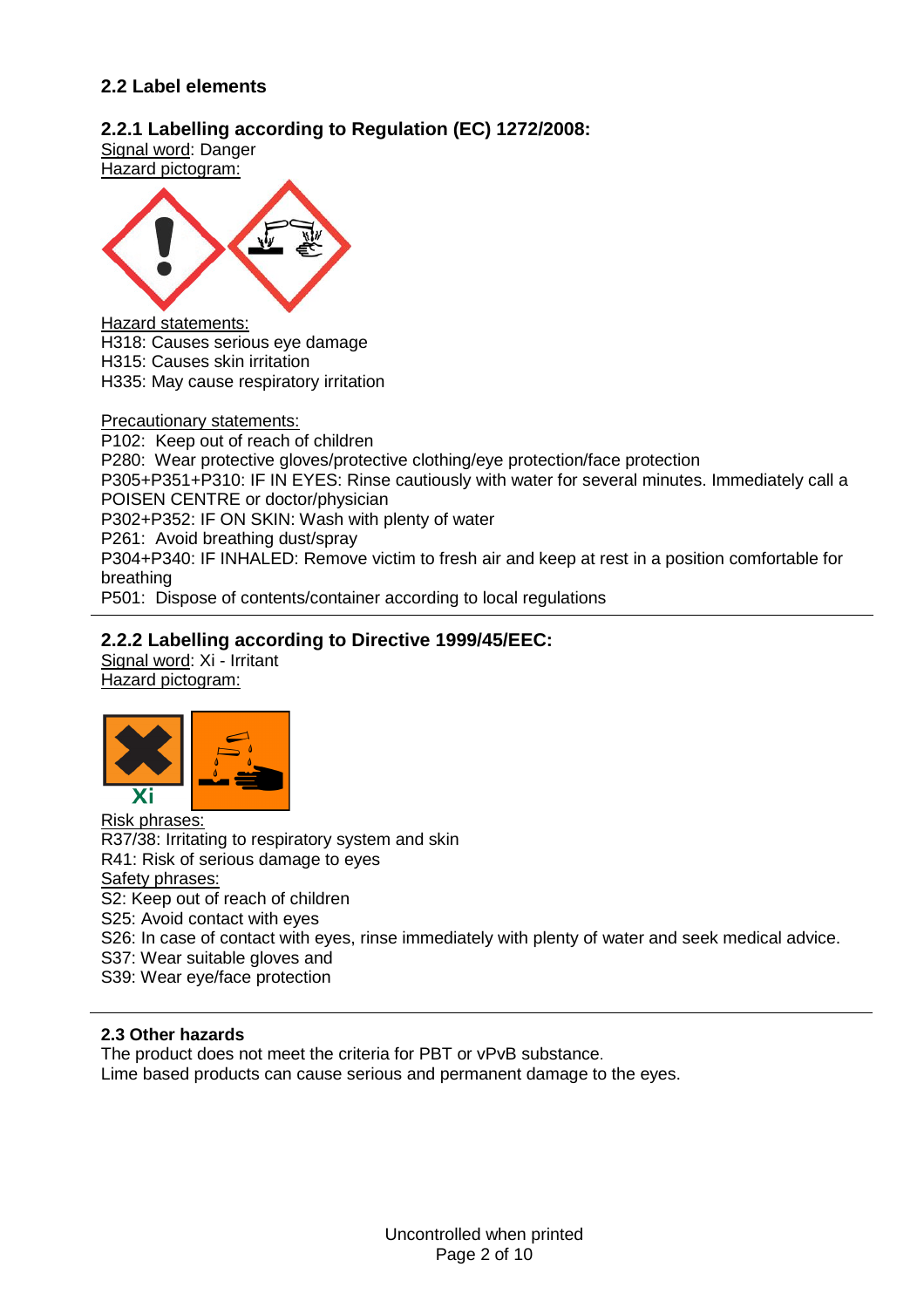## 2.2 Label elements

### 2.2.1 Labelling according to Regulation (EC) 1272/2008:

Signal word: Danger

Hazard pictogram:

Hazard statements:

H318: Causes serious eye damage
H315: Causes skin irritation
H335: May cause respiratory irritation

Precautionary statements:

P102: Keep out of reach of children
P280: Wear protective gloves/protective clothing/eye protection/face protection
P305+P351+P310: IF IN EYES: Rinse cautiously with water for several minutes. Immediately call a POISEN CENTRE or doctor/physician
P302+P352: IF ON SKIN: Wash with plenty of water
P261: Avoid breathing dust/spray
P304+P340: IF INHALED: Remove victim to fresh air and keep at rest in a position comfortable for breathing
P501: Dispose of contents/container according to local regulations

### 2.2.2 Labelling according to Directive 1999/45/EEC:

Signal word: Xi - Irritant

Hazard pictogram:

Risk phrases:

R37/38: Irritating to respiratory system and skin
R41: Risk of serious damage to eyes

Safety phrases:

S2: Keep out of reach of children
S25: Avoid contact with eyes
S26: In case of contact with eyes, rinse immediately with plenty of water and seek medical advice.
S37: Wear suitable gloves and
S39: Wear eye/face protection

### 2.3 Other hazards

The product does not meet the criteria for PBT or vPvB substance.
Lime based products can cause serious and permanent damage to the eyes.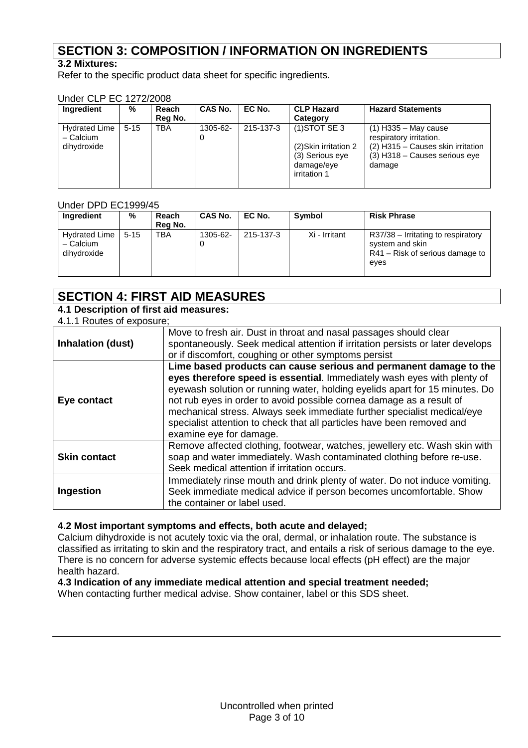# SECTION 3: COMPOSITION / INFORMATION ON INGREDIENTS

**3.2 Mixtures:**

Refer to the specific product data sheet for specific ingredients.

Under CLP EC 1272/2008

| Ingredient | % | Reach Reg No. | CAS No. | EC No. | CLP Hazard Category | Hazard Statements |
|---|---|---|---|---|---|---|
| Hydrated Lime – Calcium dihydroxide | 5-15 | TBA | 1305-62-0 | 215-137-3 | (1)STOT SE 3<br>(2)Skin irritation 2<br>(3) Serious eye damage/eye irritation 1 | (1) H335 – May cause respiratory irritation.<br>(2) H315 – Causes skin irritation<br>(3) H318 – Causes serious eye damage |

Under DPD EC1999/45

| Ingredient | % | Reach Reg No. | CAS No. | EC No. | Symbol | Risk Phrase |
|---|---|---|---|---|---|---|
| Hydrated Lime – Calcium dihydroxide | 5-15 | TBA | 1305-62-0 | 215-137-3 | Xi - Irritant | R37/38 – Irritating to respiratory system and skin<br>R41 – Risk of serious damage to eyes |

# SECTION 4: FIRST AID MEASURES

**4.1 Description of first aid measures:**

4.1.1 Routes of exposure;

| | |
|---|---|
| **Inhalation (dust)** | Move to fresh air. Dust in throat and nasal passages should clear spontaneously. Seek medical attention if irritation persists or later develops or if discomfort, coughing or other symptoms persist |
| **Eye contact** | **Lime based products can cause serious and permanent damage to the eyes therefore speed is essential**. Immediately wash eyes with plenty of eyewash solution or running water, holding eyelids apart for 15 minutes. Do not rub eyes in order to avoid possible cornea damage as a result of mechanical stress. Always seek immediate further specialist medical/eye specialist attention to check that all particles have been removed and examine eye for damage. |
| **Skin contact** | Remove affected clothing, footwear, watches, jewellery etc. Wash skin with soap and water immediately. Wash contaminated clothing before re-use. Seek medical attention if irritation occurs. |
| **Ingestion** | Immediately rinse mouth and drink plenty of water. Do not induce vomiting. Seek immediate medical advice if person becomes uncomfortable. Show the container or label used. |

**4.2 Most important symptoms and effects, both acute and delayed;**

Calcium dihydroxide is not acutely toxic via the oral, dermal, or inhalation route. The substance is classified as irritating to skin and the respiratory tract, and entails a risk of serious damage to the eye. There is no concern for adverse systemic effects because local effects (pH effect) are the major health hazard.

**4.3 Indication of any immediate medical attention and special treatment needed;**

When contacting further medical advise. Show container, label or this SDS sheet.

Uncontrolled when printed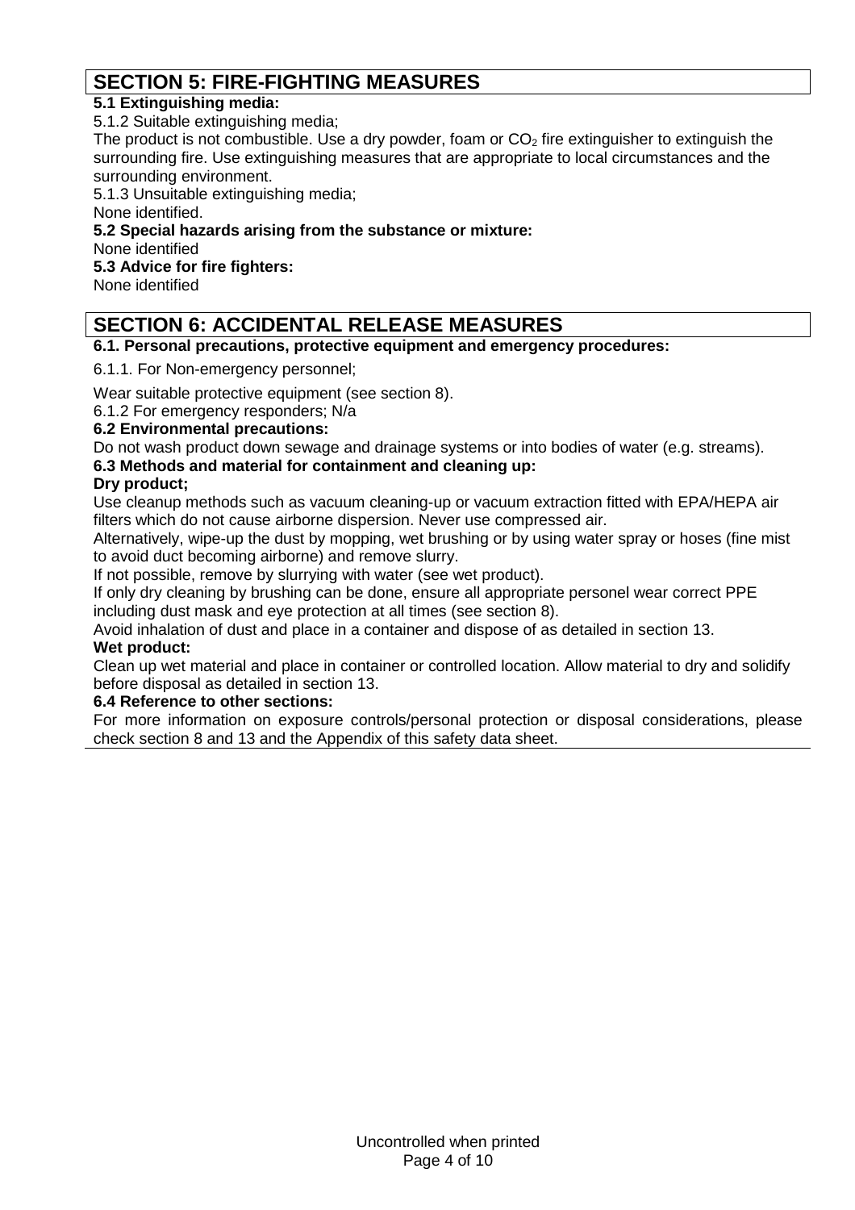## SECTION 5: FIRE-FIGHTING MEASURES

**5.1 Extinguishing media:**

5.1.2 Suitable extinguishing media;

The product is not combustible. Use a dry powder, foam or $CO_2$ fire extinguisher to extinguish the surrounding fire. Use extinguishing measures that are appropriate to local circumstances and the surrounding environment.

5.1.3 Unsuitable extinguishing media;

None identified.

**5.2 Special hazards arising from the substance or mixture:**

None identified

**5.3 Advice for fire fighters:**

None identified

## SECTION 6: ACCIDENTAL RELEASE MEASURES

**6.1. Personal precautions, protective equipment and emergency procedures:**

6.1.1. For Non-emergency personnel;

Wear suitable protective equipment (see section 8).

6.1.2 For emergency responders; N/a

**6.2 Environmental precautions:**

Do not wash product down sewage and drainage systems or into bodies of water (e.g. streams).

**6.3 Methods and material for containment and cleaning up:**

**Dry product;**

Use cleanup methods such as vacuum cleaning-up or vacuum extraction fitted with EPA/HEPA air filters which do not cause airborne dispersion. Never use compressed air.

Alternatively, wipe-up the dust by mopping, wet brushing or by using water spray or hoses (fine mist to avoid duct becoming airborne) and remove slurry.

If not possible, remove by slurrying with water (see wet product).

If only dry cleaning by brushing can be done, ensure all appropriate personel wear correct PPE including dust mask and eye protection at all times (see section 8).

Avoid inhalation of dust and place in a container and dispose of as detailed in section 13.

**Wet product:**

Clean up wet material and place in container or controlled location. Allow material to dry and solidify before disposal as detailed in section 13.

**6.4 Reference to other sections:**

For more information on exposure controls/personal protection or disposal considerations, please check section 8 and 13 and the Appendix of this safety data sheet.

Uncontrolled when printed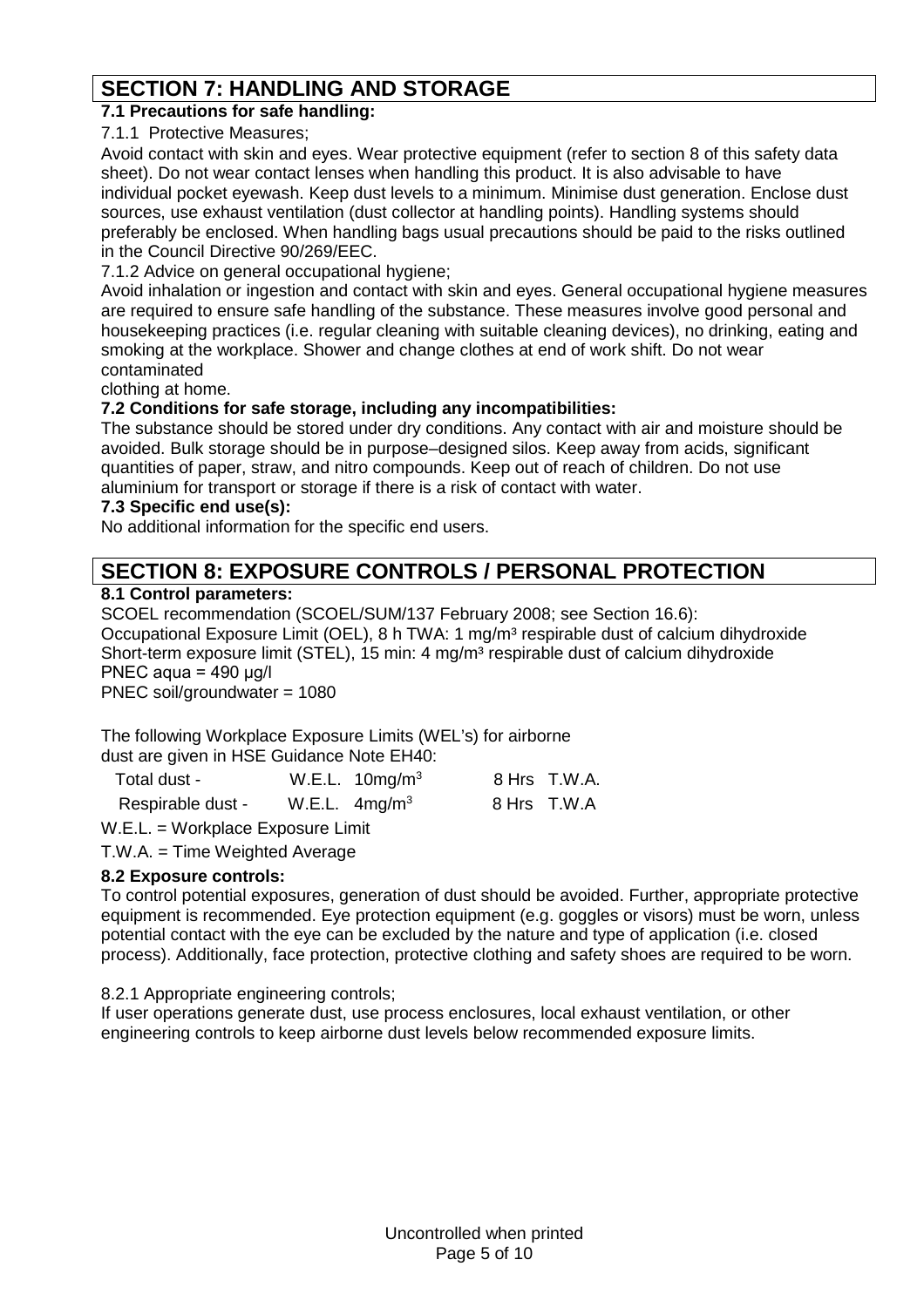## SECTION 7: HANDLING AND STORAGE

**7.1 Precautions for safe handling:**

7.1.1 Protective Measures;

Avoid contact with skin and eyes. Wear protective equipment (refer to section 8 of this safety data sheet). Do not wear contact lenses when handling this product. It is also advisable to have individual pocket eyewash. Keep dust levels to a minimum. Minimise dust generation. Enclose dust sources, use exhaust ventilation (dust collector at handling points). Handling systems should preferably be enclosed. When handling bags usual precautions should be paid to the risks outlined in the Council Directive 90/269/EEC.

7.1.2 Advice on general occupational hygiene;

Avoid inhalation or ingestion and contact with skin and eyes. General occupational hygiene measures are required to ensure safe handling of the substance. These measures involve good personal and housekeeping practices (i.e. regular cleaning with suitable cleaning devices), no drinking, eating and smoking at the workplace. Shower and change clothes at end of work shift. Do not wear contaminated clothing at home.

**7.2 Conditions for safe storage, including any incompatibilities:**

The substance should be stored under dry conditions. Any contact with air and moisture should be avoided. Bulk storage should be in purpose–designed silos. Keep away from acids, significant quantities of paper, straw, and nitro compounds. Keep out of reach of children. Do not use aluminium for transport or storage if there is a risk of contact with water.

**7.3 Specific end use(s):**

No additional information for the specific end users.

## SECTION 8: EXPOSURE CONTROLS / PERSONAL PROTECTION

**8.1 Control parameters:**

SCOEL recommendation (SCOEL/SUM/137 February 2008; see Section 16.6):
Occupational Exposure Limit (OEL), 8 h TWA: 1 mg/m³ respirable dust of calcium dihydroxide
Short-term exposure limit (STEL), 15 min: 4 mg/m³ respirable dust of calcium dihydroxide
PNEC aqua = 490 µg/l
PNEC soil/groundwater = 1080

The following Workplace Exposure Limits (WEL's) for airborne dust are given in HSE Guidance Note EH40:

| | | |
|---|---|---|
| Total dust - | W.E.L. 10mg/m³ | 8 Hrs T.W.A. |
| Respirable dust - | W.E.L. 4mg/m³ | 8 Hrs T.W.A |

W.E.L. = Workplace Exposure Limit

T.W.A. = Time Weighted Average

**8.2 Exposure controls:**

To control potential exposures, generation of dust should be avoided. Further, appropriate protective equipment is recommended. Eye protection equipment (e.g. goggles or visors) must be worn, unless potential contact with the eye can be excluded by the nature and type of application (i.e. closed process). Additionally, face protection, protective clothing and safety shoes are required to be worn.

8.2.1 Appropriate engineering controls;

If user operations generate dust, use process enclosures, local exhaust ventilation, or other engineering controls to keep airborne dust levels below recommended exposure limits.

Uncontrolled when printed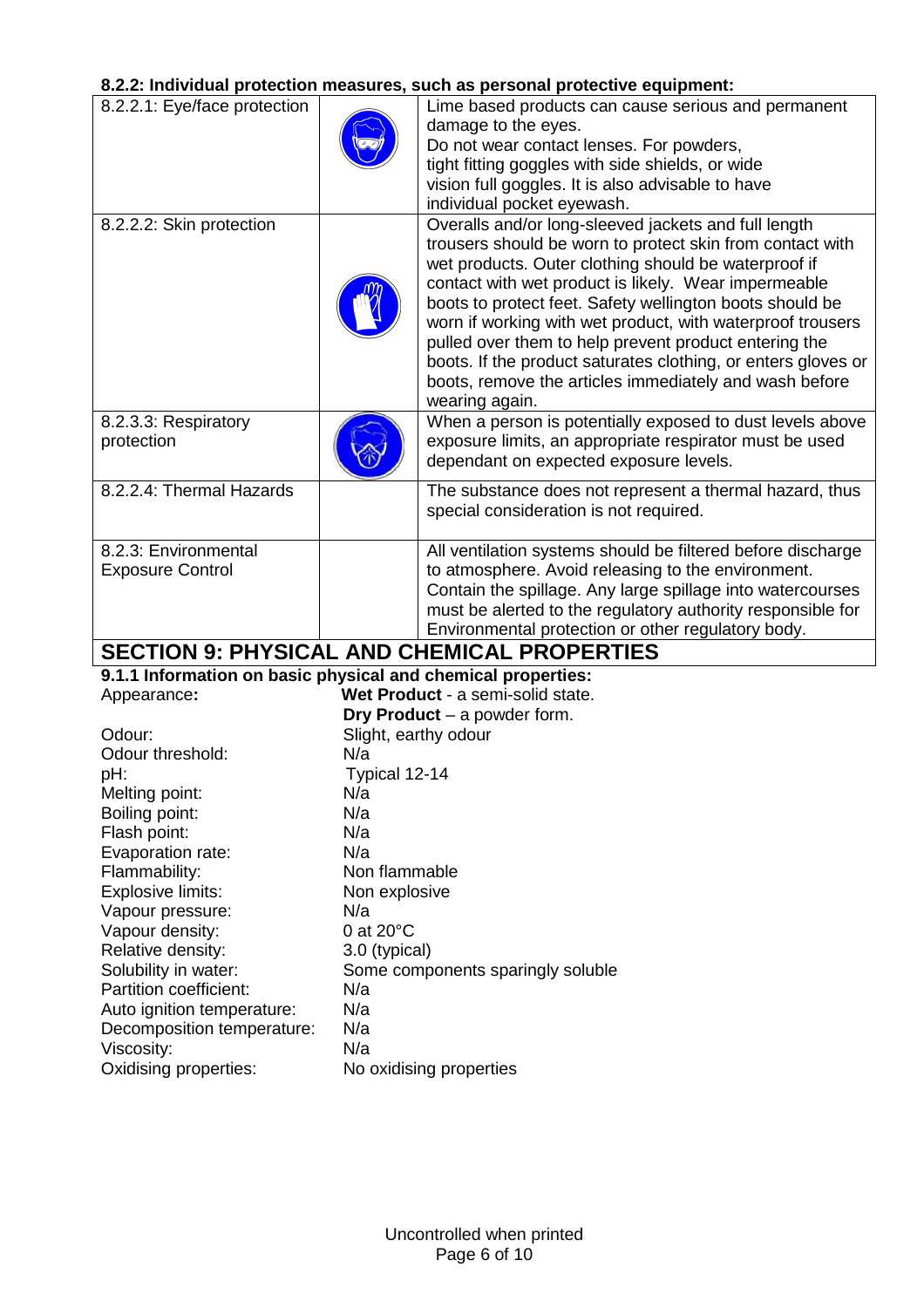**8.2.2: Individual protection measures, such as personal protective equipment:**

| | | |
|---|---|---|
| 8.2.2.1: Eye/face protection | | Lime based products can cause serious and permanent damage to the eyes. Do not wear contact lenses. For powders, tight fitting goggles with side shields, or wide vision full goggles. It is also advisable to have individual pocket eyewash. |
| 8.2.2.2: Skin protection | | Overalls and/or long-sleeved jackets and full length trousers should be worn to protect skin from contact with wet products. Outer clothing should be waterproof if contact with wet product is likely. Wear impermeable boots to protect feet. Safety wellington boots should be worn if working with wet product, with waterproof trousers pulled over them to help prevent product entering the boots. If the product saturates clothing, or enters gloves or boots, remove the articles immediately and wash before wearing again. |
| 8.2.3.3: Respiratory protection | | When a person is potentially exposed to dust levels above exposure limits, an appropriate respirator must be used dependant on expected exposure levels. |
| 8.2.2.4: Thermal Hazards | | The substance does not represent a thermal hazard, thus special consideration is not required. |
| 8.2.3: Environmental Exposure Control | | All ventilation systems should be filtered before discharge to atmosphere. Avoid releasing to the environment. Contain the spillage. Any large spillage into watercourses must be alerted to the regulatory authority responsible for Environmental protection or other regulatory body. |

## SECTION 9: PHYSICAL AND CHEMICAL PROPERTIES

**9.1.1 Information on basic physical and chemical properties:**

| | |
|---|---|
| Appearance**:** | **Wet Product** - a semi-solid state.<br>**Dry Product** – a powder form. |
| Odour: | Slight, earthy odour |
| Odour threshold: | N/a |
| pH: | Typical 12-14 |
| Melting point: | N/a |
| Boiling point: | N/a |
| Flash point: | N/a |
| Evaporation rate: | N/a |
| Flammability: | Non flammable |
| Explosive limits: | Non explosive |
| Vapour pressure: | N/a |
| Vapour density: | 0 at 20°C |
| Relative density: | 3.0 (typical) |
| Solubility in water: | Some components sparingly soluble |
| Partition coefficient: | N/a |
| Auto ignition temperature: | N/a |
| Decomposition temperature: | N/a |
| Viscosity: | N/a |
| Oxidising properties: | No oxidising properties |

Uncontrolled when printed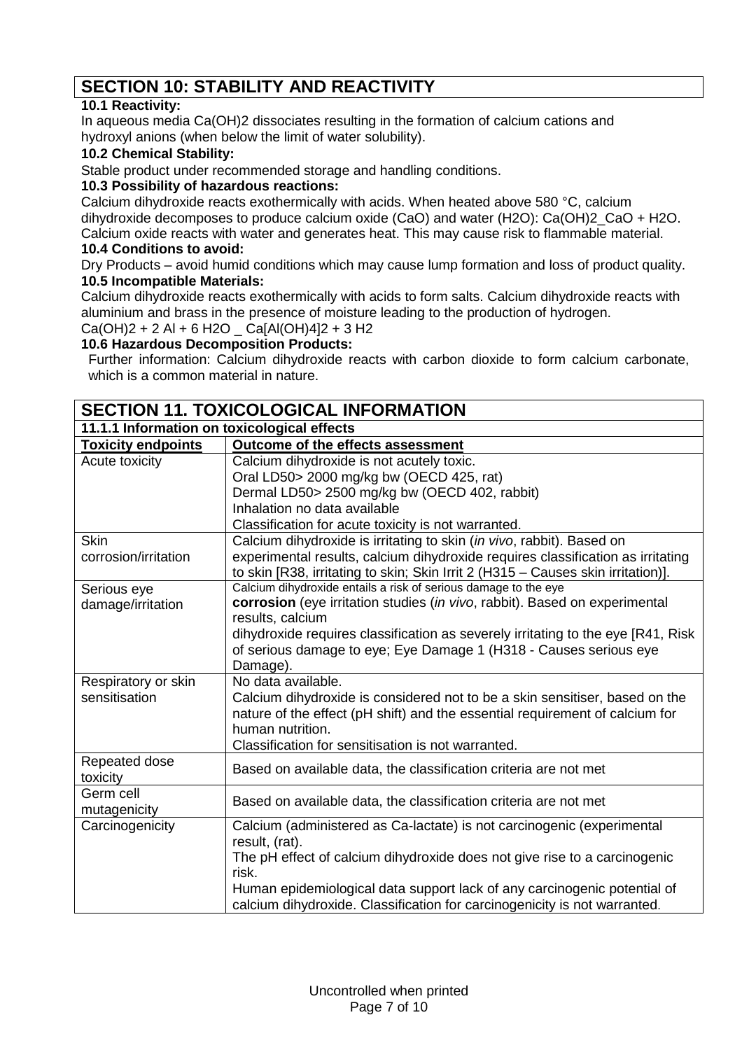## SECTION 10: STABILITY AND REACTIVITY

**10.1 Reactivity:**

In aqueous media $Ca(OH)_2$ dissociates resulting in the formation of calcium cations and hydroxyl anions (when below the limit of water solubility).

**10.2 Chemical Stability:**

Stable product under recommended storage and handling conditions.

**10.3 Possibility of hazardous reactions:**

Calcium dihydroxide reacts exothermically with acids. When heated above 580 °C, calcium dihydroxide decomposes to produce calcium oxide (CaO) and water ($H_2O$): $Ca(OH)_2$_CaO + $H_2O$. Calcium oxide reacts with water and generates heat. This may cause risk to flammable material.

**10.4 Conditions to avoid:**

Dry Products – avoid humid conditions which may cause lump formation and loss of product quality.

**10.5 Incompatible Materials:**

Calcium dihydroxide reacts exothermically with acids to form salts. Calcium dihydroxide reacts with aluminium and brass in the presence of moisture leading to the production of hydrogen.

$Ca(OH)_2$ + 2 Al + 6 $H_2O$ _ $Ca[Al(OH)_4]_2$ + 3 $H_2$

**10.6 Hazardous Decomposition Products:**

Further information: Calcium dihydroxide reacts with carbon dioxide to form calcium carbonate, which is a common material in nature.

## SECTION 11. TOXICOLOGICAL INFORMATION

**11.1.1 Information on toxicological effects**

| Toxicity endpoints | Outcome of the effects assessment |
|---|---|
| Acute toxicity | Calcium dihydroxide is not acutely toxic.<br>Oral LD50> 2000 mg/kg bw (OECD 425, rat)<br>Dermal LD50> 2500 mg/kg bw (OECD 402, rabbit)<br>Inhalation no data available<br>Classification for acute toxicity is not warranted. |
| Skin corrosion/irritation | Calcium dihydroxide is irritating to skin (*in vivo*, rabbit). Based on experimental results, calcium dihydroxide requires classification as irritating to skin [R38, irritating to skin; Skin Irrit 2 (H315 – Causes skin irritation)]. |
| Serious eye damage/irritation | Calcium dihydroxide entails a risk of serious damage to the eye **corrosion** (eye irritation studies (*in vivo*, rabbit). Based on experimental results, calcium dihydroxide requires classification as severely irritating to the eye [R41, Risk of serious damage to eye; Eye Damage 1 (H318 - Causes serious eye Damage). |
| Respiratory or skin sensitisation | No data available.<br>Calcium dihydroxide is considered not to be a skin sensitiser, based on the nature of the effect (pH shift) and the essential requirement of calcium for human nutrition.<br>Classification for sensitisation is not warranted. |
| Repeated dose toxicity | Based on available data, the classification criteria are not met |
| Germ cell mutagenicity | Based on available data, the classification criteria are not met |
| Carcinogenicity | Calcium (administered as Ca-lactate) is not carcinogenic (experimental result, (rat).<br>The pH effect of calcium dihydroxide does not give rise to a carcinogenic risk.<br>Human epidemiological data support lack of any carcinogenic potential of calcium dihydroxide. Classification for carcinogenicity is not warranted. |

Uncontrolled when printed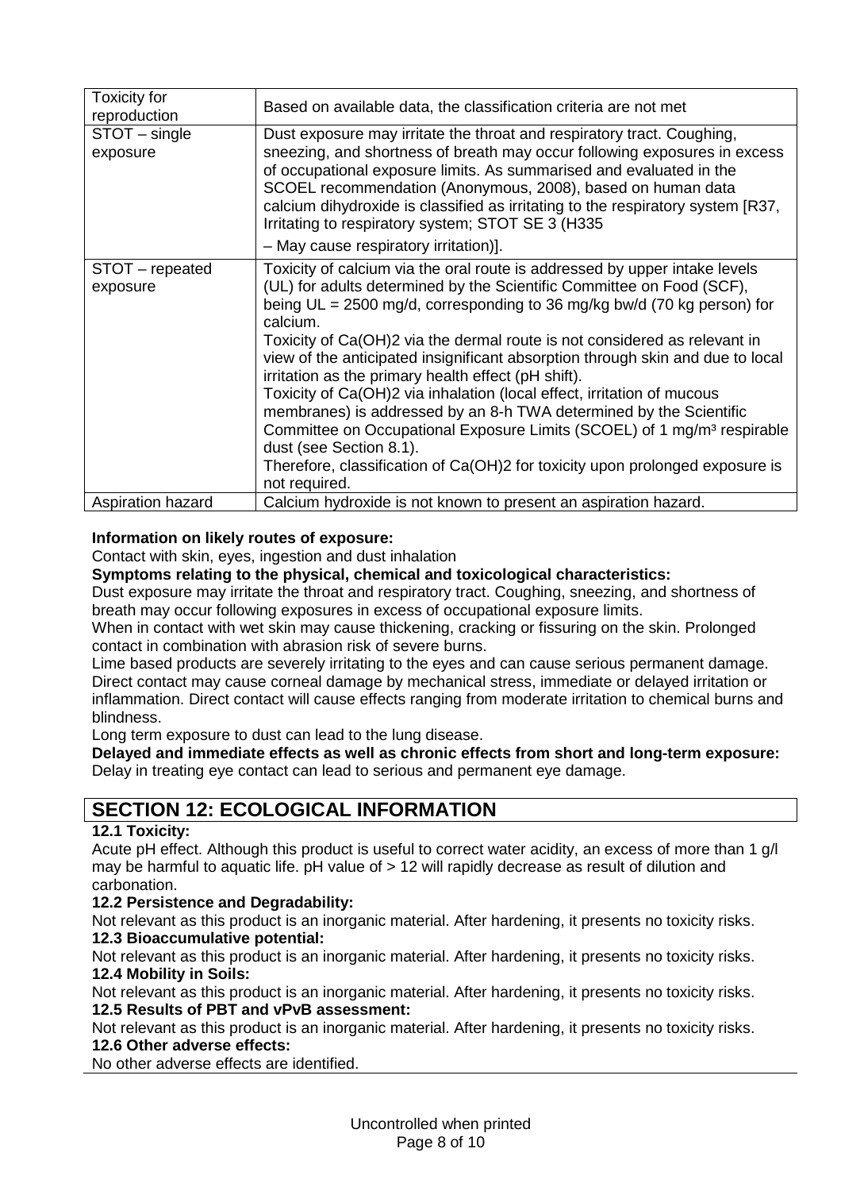| Toxicity for reproduction | Based on available data, the classification criteria are not met |
|---|---|
| STOT – single exposure | Dust exposure may irritate the throat and respiratory tract. Coughing, sneezing, and shortness of breath may occur following exposures in excess of occupational exposure limits. As summarised and evaluated in the SCOEL recommendation (Anonymous, 2008), based on human data calcium dihydroxide is classified as irritating to the respiratory system [R37, Irritating to respiratory system; STOT SE 3 (H335 – May cause respiratory irritation)]. |
| STOT – repeated exposure | Toxicity of calcium via the oral route is addressed by upper intake levels (UL) for adults determined by the Scientific Committee on Food (SCF), being UL = 2500 mg/d, corresponding to 36 mg/kg bw/d (70 kg person) for calcium.<br>Toxicity of $Ca(OH)2$ via the dermal route is not considered as relevant in view of the anticipated insignificant absorption through skin and due to local irritation as the primary health effect (pH shift).<br>Toxicity of $Ca(OH)2$ via inhalation (local effect, irritation of mucous membranes) is addressed by an 8-h TWA determined by the Scientific Committee on Occupational Exposure Limits (SCOEL) of 1 $mg/m^3$ respirable dust (see Section 8.1).<br>Therefore, classification of $Ca(OH)2$ for toxicity upon prolonged exposure is not required. |
| Aspiration hazard | Calcium hydroxide is not known to present an aspiration hazard. |

**Information on likely routes of exposure:**
Contact with skin, eyes, ingestion and dust inhalation

**Symptoms relating to the physical, chemical and toxicological characteristics:**
Dust exposure may irritate the throat and respiratory tract. Coughing, sneezing, and shortness of breath may occur following exposures in excess of occupational exposure limits.
When in contact with wet skin may cause thickening, cracking or fissuring on the skin. Prolonged contact in combination with abrasion risk of severe burns.
Lime based products are severely irritating to the eyes and can cause serious permanent damage. Direct contact may cause corneal damage by mechanical stress, immediate or delayed irritation or inflammation. Direct contact will cause effects ranging from moderate irritation to chemical burns and blindness.
Long term exposure to dust can lead to the lung disease.

**Delayed and immediate effects as well as chronic effects from short and long-term exposure:**
Delay in treating eye contact can lead to serious and permanent eye damage.

## SECTION 12: ECOLOGICAL INFORMATION

**12.1 Toxicity:**
Acute pH effect. Although this product is useful to correct water acidity, an excess of more than 1 g/l may be harmful to aquatic life. pH value of > 12 will rapidly decrease as result of dilution and carbonation.

**12.2 Persistence and Degradability:**
Not relevant as this product is an inorganic material. After hardening, it presents no toxicity risks.

**12.3 Bioaccumulative potential:**
Not relevant as this product is an inorganic material. After hardening, it presents no toxicity risks.

**12.4 Mobility in Soils:**
Not relevant as this product is an inorganic material. After hardening, it presents no toxicity risks.

**12.5 Results of PBT and vPvB assessment:**
Not relevant as this product is an inorganic material. After hardening, it presents no toxicity risks.

**12.6 Other adverse effects:**
No other adverse effects are identified.

Uncontrolled when printed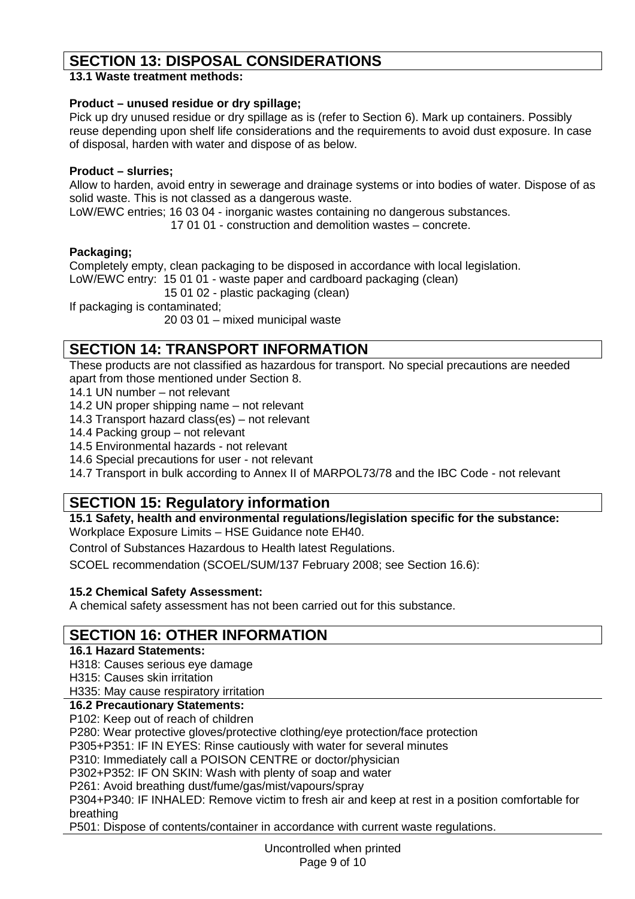## SECTION 13: DISPOSAL CONSIDERATIONS

**13.1 Waste treatment methods:**

**Product – unused residue or dry spillage;**

Pick up dry unused residue or dry spillage as is (refer to Section 6). Mark up containers. Possibly reuse depending upon shelf life considerations and the requirements to avoid dust exposure. In case of disposal, harden with water and dispose of as below.

**Product – slurries;**

Allow to harden, avoid entry in sewerage and drainage systems or into bodies of water. Dispose of as solid waste. This is not classed as a dangerous waste.

LoW/EWC entries; 16 03 04 - inorganic wastes containing no dangerous substances.
17 01 01 - construction and demolition wastes – concrete.

**Packaging;**

Completely empty, clean packaging to be disposed in accordance with local legislation.

LoW/EWC entry: 15 01 01 - waste paper and cardboard packaging (clean)
15 01 02 - plastic packaging (clean)

If packaging is contaminated;
20 03 01 – mixed municipal waste

## SECTION 14: TRANSPORT INFORMATION

These products are not classified as hazardous for transport. No special precautions are needed apart from those mentioned under Section 8.

14.1 UN number – not relevant
14.2 UN proper shipping name – not relevant
14.3 Transport hazard class(es) – not relevant
14.4 Packing group – not relevant
14.5 Environmental hazards - not relevant
14.6 Special precautions for user - not relevant
14.7 Transport in bulk according to Annex II of MARPOL73/78 and the IBC Code - not relevant

## SECTION 15: Regulatory information

**15.1 Safety, health and environmental regulations/legislation specific for the substance:**

Workplace Exposure Limits – HSE Guidance note EH40.

Control of Substances Hazardous to Health latest Regulations.

SCOEL recommendation (SCOEL/SUM/137 February 2008; see Section 16.6):

**15.2 Chemical Safety Assessment:**

A chemical safety assessment has not been carried out for this substance.

## SECTION 16: OTHER INFORMATION

**16.1 Hazard Statements:**

H318: Causes serious eye damage
H315: Causes skin irritation
H335: May cause respiratory irritation

**16.2 Precautionary Statements:**

P102: Keep out of reach of children
P280: Wear protective gloves/protective clothing/eye protection/face protection
P305+P351: IF IN EYES: Rinse cautiously with water for several minutes
P310: Immediately call a POISON CENTRE or doctor/physician
P302+P352: IF ON SKIN: Wash with plenty of soap and water
P261: Avoid breathing dust/fume/gas/mist/vapours/spray
P304+P340: IF INHALED: Remove victim to fresh air and keep at rest in a position comfortable for breathing
P501: Dispose of contents/container in accordance with current waste regulations.

Uncontrolled when printed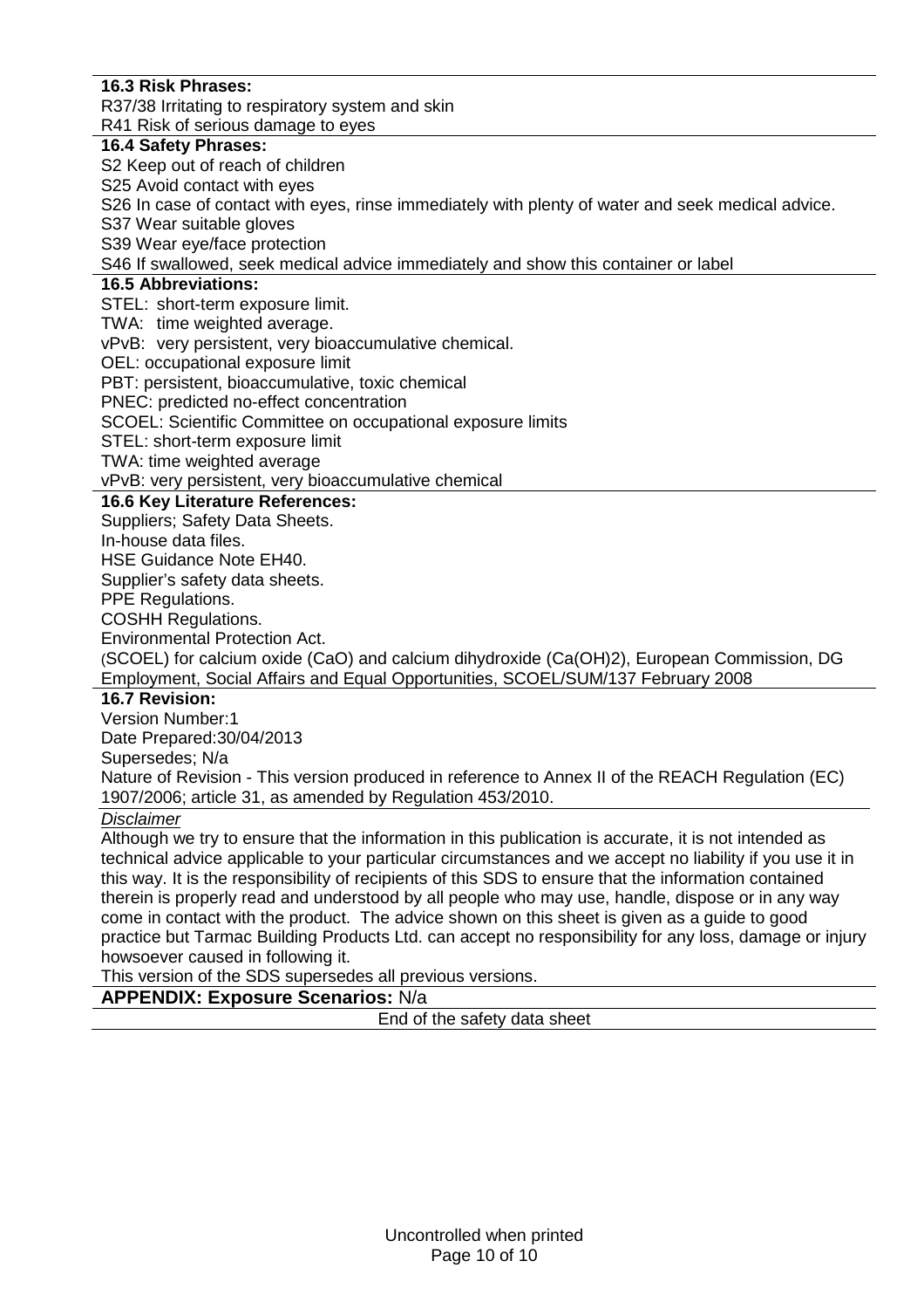### 16.3 Risk Phrases:

R37/38 Irritating to respiratory system and skin
R41 Risk of serious damage to eyes

### 16.4 Safety Phrases:

S2 Keep out of reach of children
S25 Avoid contact with eyes
S26 In case of contact with eyes, rinse immediately with plenty of water and seek medical advice.
S37 Wear suitable gloves
S39 Wear eye/face protection
S46 If swallowed, seek medical advice immediately and show this container or label

### 16.5 Abbreviations:

STEL: short-term exposure limit.
TWA: time weighted average.
vPvB: very persistent, very bioaccumulative chemical.
OEL: occupational exposure limit
PBT: persistent, bioaccumulative, toxic chemical
PNEC: predicted no-effect concentration
SCOEL: Scientific Committee on occupational exposure limits
STEL: short-term exposure limit
TWA: time weighted average
vPvB: very persistent, very bioaccumulative chemical

### 16.6 Key Literature References:

Suppliers; Safety Data Sheets.
In-house data files.
HSE Guidance Note EH40.
Supplier's safety data sheets.
PPE Regulations.
COSHH Regulations.
Environmental Protection Act.
(SCOEL) for calcium oxide (CaO) and calcium dihydroxide ($Ca(OH)_2$), European Commission, DG Employment, Social Affairs and Equal Opportunities, SCOEL/SUM/137 February 2008

### 16.7 Revision:

Version Number:1
Date Prepared:30/04/2013
Supersedes; N/a
Nature of Revision - This version produced in reference to Annex II of the REACH Regulation (EC) 1907/2006; article 31, as amended by Regulation 453/2010.

*Disclaimer*

Although we try to ensure that the information in this publication is accurate, it is not intended as technical advice applicable to your particular circumstances and we accept no liability if you use it in this way. It is the responsibility of recipients of this SDS to ensure that the information contained therein is properly read and understood by all people who may use, handle, dispose or in any way come in contact with the product. The advice shown on this sheet is given as a guide to good practice but Tarmac Building Products Ltd. can accept no responsibility for any loss, damage or injury howsoever caused in following it.
This version of the SDS supersedes all previous versions.

**APPENDIX: Exposure Scenarios:** N/a

End of the safety data sheet

Uncontrolled when printed